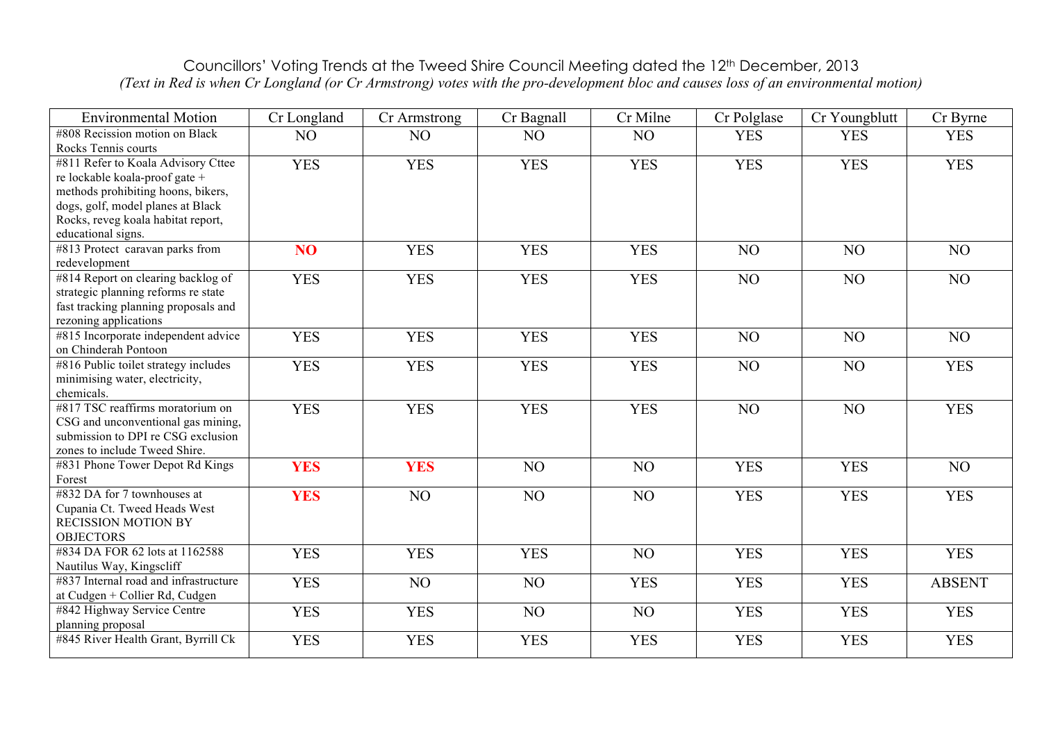# Councillors' Voting Trends at the Tweed Shire Council Meeting dated the 12th December, 2013

*(Text in Red is when Cr Longland (or Cr Armstrong) votes with the pro-development bloc and causes loss of an environmental motion)*

| Environmental Motion | Cr Longland | Cr Armstrong | Cr Bagnall | Cr Milne | Cr Polglase | Cr Youngblutt | Cr Byrne |
|---|---|---|---|---|---|---|---|
| #808 Recission motion on Black Rocks Tennis courts | NO | NO | NO | NO | YES | YES | YES |
| #811 Refer to Koala Advisory Cttee re lockable koala-proof gate + methods prohibiting hoons, bikers, dogs, golf, model planes at Black Rocks, reveg koala habitat report, educational signs. | YES | YES | YES | YES | YES | YES | YES |
| #813 Protect caravan parks from redevelopment | **NO** | YES | YES | YES | NO | NO | NO |
| #814 Report on clearing backlog of strategic planning reforms re state fast tracking planning proposals and rezoning applications | YES | YES | YES | YES | NO | NO | NO |
| #815 Incorporate independent advice on Chinderah Pontoon | YES | YES | YES | YES | NO | NO | NO |
| #816 Public toilet strategy includes minimising water, electricity, chemicals. | YES | YES | YES | YES | NO | NO | YES |
| #817 TSC reaffirms moratorium on CSG and unconventional gas mining, submission to DPI re CSG exclusion zones to include Tweed Shire. | YES | YES | YES | YES | NO | NO | YES |
| #831 Phone Tower Depot Rd Kings Forest | **YES** | **YES** | NO | NO | YES | YES | NO |
| #832 DA for 7 townhouses at Cupania Ct. Tweed Heads West RECISSION MOTION BY OBJECTORS | **YES** | NO | NO | NO | YES | YES | YES |
| #834 DA FOR 62 lots at 1162588 Nautilus Way, Kingscliff | YES | YES | YES | NO | YES | YES | YES |
| #837 Internal road and infrastructure at Cudgen + Collier Rd, Cudgen | YES | NO | NO | YES | YES | YES | ABSENT |
| #842 Highway Service Centre planning proposal | YES | YES | NO | NO | YES | YES | YES |
| #845 River Health Grant, Byrrill Ck | YES | YES | YES | YES | YES | YES | YES |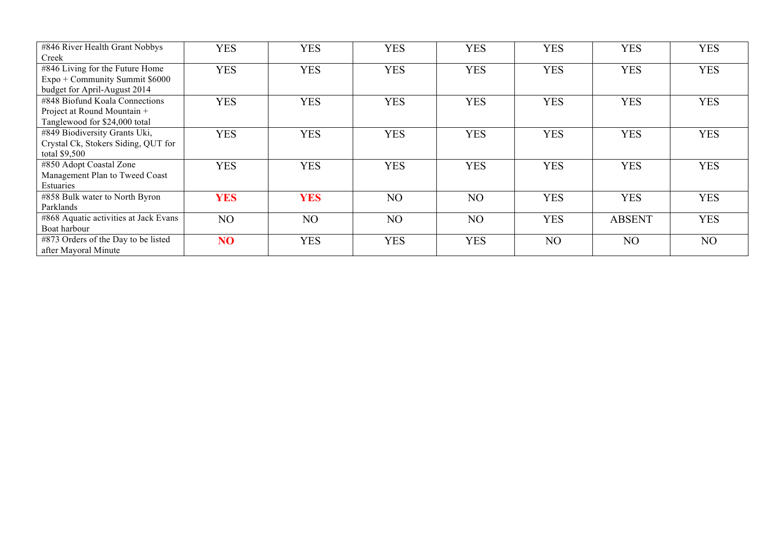| | | | | | | | |
|---|---|---|---|---|---|---|---|
| #846 River Health Grant Nobbys Creek | YES | YES | YES | YES | YES | YES | YES |
| #846 Living for the Future Home Expo + Community Summit $6000 budget for April-August 2014 | YES | YES | YES | YES | YES | YES | YES |
| #848 Biofund Koala Connections Project at Round Mountain + Tanglewood for $24,000 total | YES | YES | YES | YES | YES | YES | YES |
| #849 Biodiversity Grants Uki, Crystal Ck, Stokers Siding, QUT for total $9,500 | YES | YES | YES | YES | YES | YES | YES |
| #850 Adopt Coastal Zone Management Plan to Tweed Coast Estuaries | YES | YES | YES | YES | YES | YES | YES |
| #858 Bulk water to North Byron Parklands | **YES** | **YES** | NO | NO | YES | YES | YES |
| #868 Aquatic activities at Jack Evans Boat harbour | NO | NO | NO | NO | YES | ABSENT | YES |
| #873 Orders of the Day to be listed after Mayoral Minute | **NO** | YES | YES | YES | NO | NO | NO |